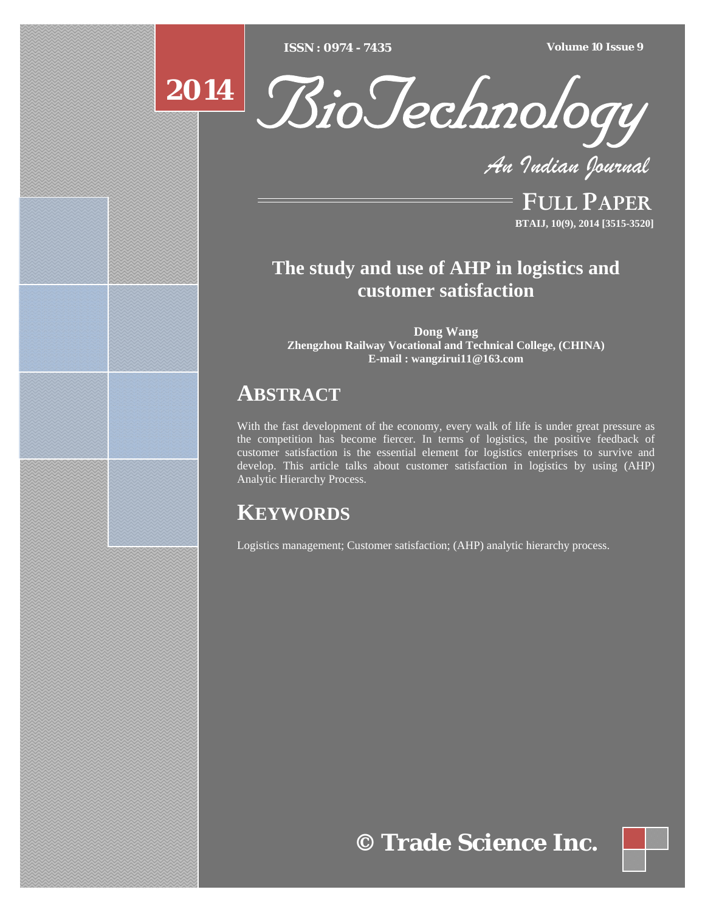FULL PAPER

# The study and use of AHP in logistics and customer satisfaction

**Dong Wang**
**Zhengzhou Railway Vocational and Technical College, (CHINA)**
**E-mail : wangzirui11@163.com**

## ABSTRACT

With the fast development of the economy, every walk of life is under great pressure as the competition has become fiercer. In terms of logistics, the positive feedback of customer satisfaction is the essential element for logistics enterprises to survive and develop. This article talks about customer satisfaction in logistics by using (AHP) Analytic Hierarchy Process.

## KEYWORDS

Logistics management; Customer satisfaction; (AHP) analytic hierarchy process.

© Trade Science Inc.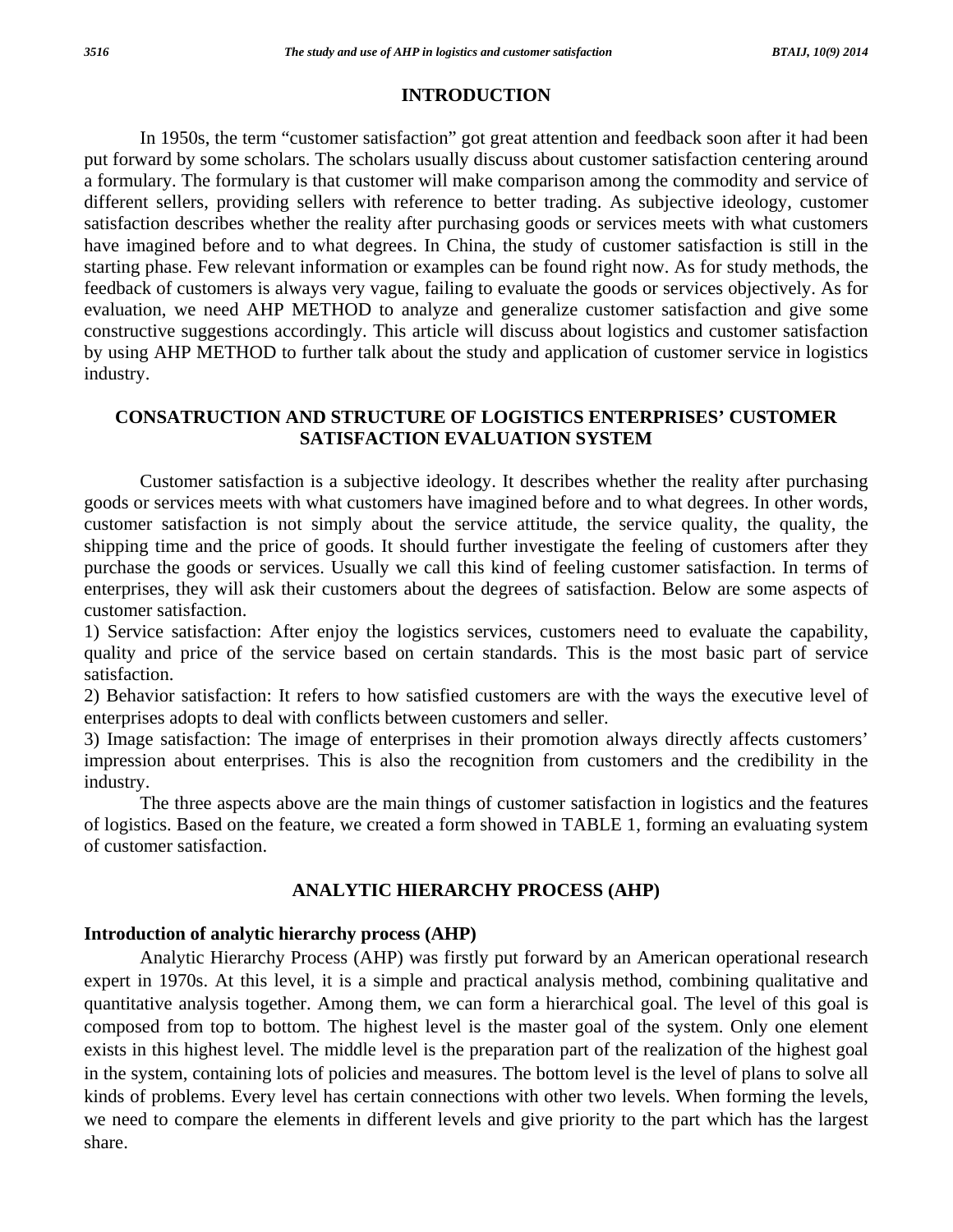## INTRODUCTION

In 1950s, the term "customer satisfaction" got great attention and feedback soon after it had been put forward by some scholars. The scholars usually discuss about customer satisfaction centering around a formulary. The formulary is that customer will make comparison among the commodity and service of different sellers, providing sellers with reference to better trading. As subjective ideology, customer satisfaction describes whether the reality after purchasing goods or services meets with what customers have imagined before and to what degrees. In China, the study of customer satisfaction is still in the starting phase. Few relevant information or examples can be found right now. As for study methods, the feedback of customers is always very vague, failing to evaluate the goods or services objectively. As for evaluation, we need AHP METHOD to analyze and generalize customer satisfaction and give some constructive suggestions accordingly. This article will discuss about logistics and customer satisfaction by using AHP METHOD to further talk about the study and application of customer service in logistics industry.

## CONSATRUCTION AND STRUCTURE OF LOGISTICS ENTERPRISES' CUSTOMER SATISFACTION EVALUATION SYSTEM

Customer satisfaction is a subjective ideology. It describes whether the reality after purchasing goods or services meets with what customers have imagined before and to what degrees. In other words, customer satisfaction is not simply about the service attitude, the service quality, the quality, the shipping time and the price of goods. It should further investigate the feeling of customers after they purchase the goods or services. Usually we call this kind of feeling customer satisfaction. In terms of enterprises, they will ask their customers about the degrees of satisfaction. Below are some aspects of customer satisfaction.

1) Service satisfaction: After enjoy the logistics services, customers need to evaluate the capability, quality and price of the service based on certain standards. This is the most basic part of service satisfaction.

2) Behavior satisfaction: It refers to how satisfied customers are with the ways the executive level of enterprises adopts to deal with conflicts between customers and seller.

3) Image satisfaction: The image of enterprises in their promotion always directly affects customers' impression about enterprises. This is also the recognition from customers and the credibility in the industry.

The three aspects above are the main things of customer satisfaction in logistics and the features of logistics. Based on the feature, we created a form showed in TABLE 1, forming an evaluating system of customer satisfaction.

## ANALYTIC HIERARCHY PROCESS (AHP)

### Introduction of analytic hierarchy process (AHP)

Analytic Hierarchy Process (AHP) was firstly put forward by an American operational research expert in 1970s. At this level, it is a simple and practical analysis method, combining qualitative and quantitative analysis together. Among them, we can form a hierarchical goal. The level of this goal is composed from top to bottom. The highest level is the master goal of the system. Only one element exists in this highest level. The middle level is the preparation part of the realization of the highest goal in the system, containing lots of policies and measures. The bottom level is the level of plans to solve all kinds of problems. Every level has certain connections with other two levels. When forming the levels, we need to compare the elements in different levels and give priority to the part which has the largest share.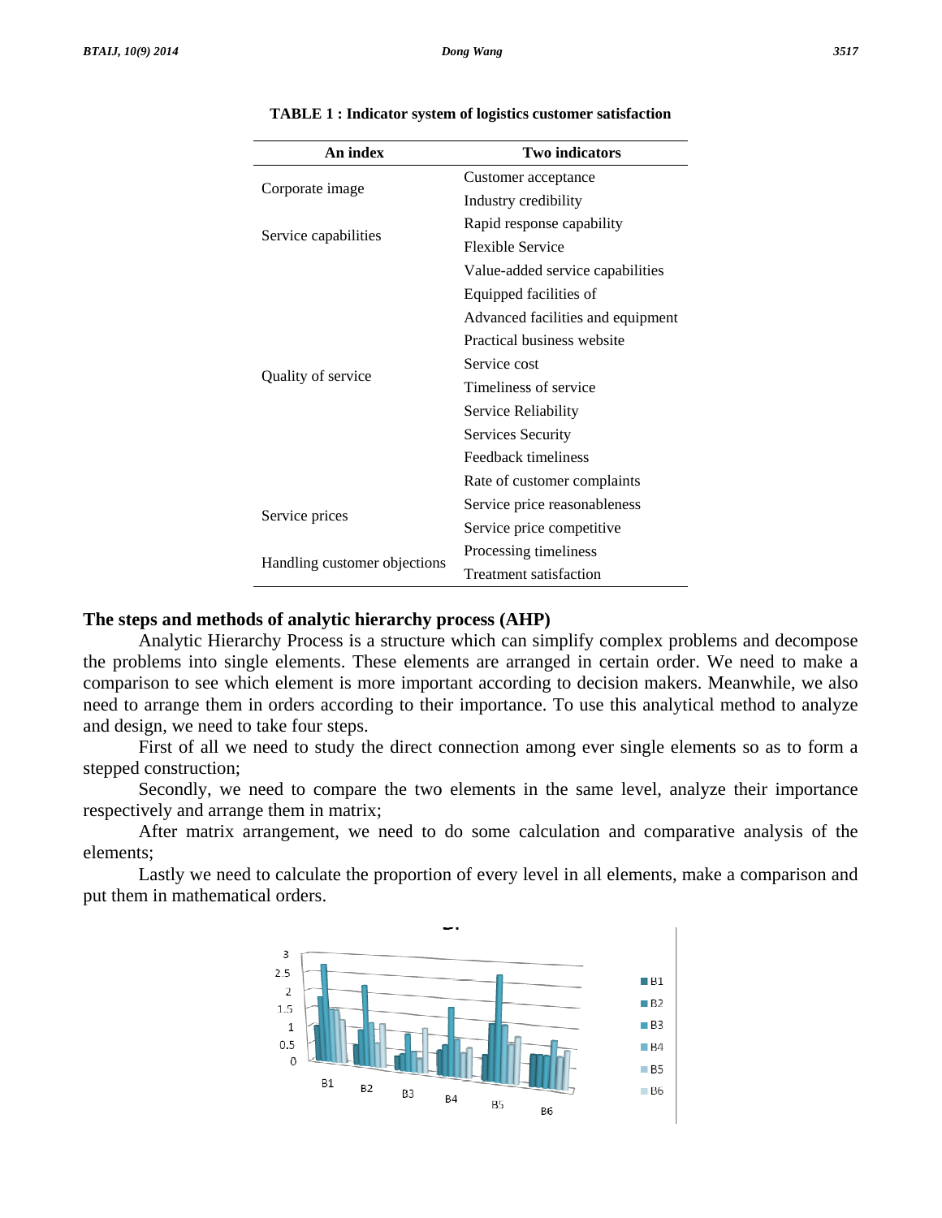**TABLE 1 : Indicator system of logistics customer satisfaction**

| An index | Two indicators |
|---|---|
| Corporate image | Customer acceptance |
| | Industry credibility |
| Service capabilities | Rapid response capability |
| | Flexible Service |
| Quality of service | Value-added service capabilities |
| | Equipped facilities of |
| | Advanced facilities and equipment |
| | Practical business website |
| | Service cost |
| | Timeliness of service |
| | Service Reliability |
| | Services Security |
| | Feedback timeliness |
| | Rate of customer complaints |
| Service prices | Service price reasonableness |
| | Service price competitive |
| Handling customer objections | Processing timeliness |
| | Treatment satisfaction |

## The steps and methods of analytic hierarchy process (AHP)

Analytic Hierarchy Process is a structure which can simplify complex problems and decompose the problems into single elements. These elements are arranged in certain order. We need to make a comparison to see which element is more important according to decision makers. Meanwhile, we also need to arrange them in orders according to their importance. To use this analytical method to analyze and design, we need to take four steps.

First of all we need to study the direct connection among ever single elements so as to form a stepped construction;

Secondly, we need to compare the two elements in the same level, analyze their importance respectively and arrange them in matrix;

After matrix arrangement, we need to do some calculation and comparative analysis of the elements;

Lastly we need to calculate the proportion of every level in all elements, make a comparison and put them in mathematical orders.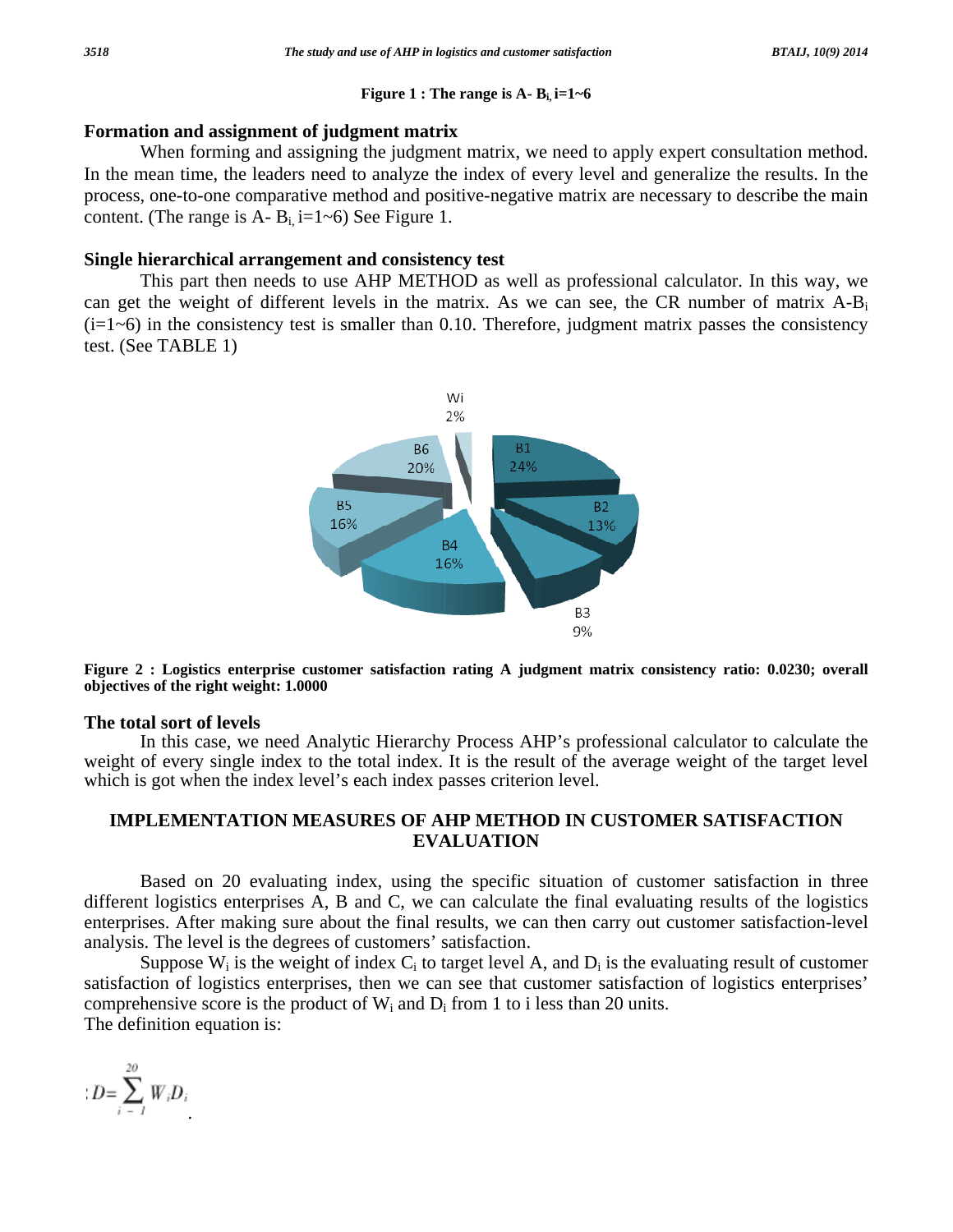**Figure 1 : The range is A- $B_i$, i=1~6**

## Formation and assignment of judgment matrix

When forming and assigning the judgment matrix, we need to apply expert consultation method. In the mean time, the leaders need to analyze the index of every level and generalize the results. In the process, one-to-one comparative method and positive-negative matrix are necessary to describe the main content. (The range is A- $B_i$, i=1~6) See Figure 1.

## Single hierarchical arrangement and consistency test

This part then needs to use AHP METHOD as well as professional calculator. In this way, we can get the weight of different levels in the matrix. As we can see, the CR number of matrix A-$B_i$ (i=1~6) in the consistency test is smaller than 0.10. Therefore, judgment matrix passes the consistency test. (See TABLE 1)

**Figure 2 : Logistics enterprise customer satisfaction rating A judgment matrix consistency ratio: 0.0230; overall objectives of the right weight: 1.0000**

## The total sort of levels

In this case, we need Analytic Hierarchy Process AHP's professional calculator to calculate the weight of every single index to the total index. It is the result of the average weight of the target level which is got when the index level's each index passes criterion level.

## IMPLEMENTATION MEASURES OF AHP METHOD IN CUSTOMER SATISFACTION EVALUATION

Based on 20 evaluating index, using the specific situation of customer satisfaction in three different logistics enterprises A, B and C, we can calculate the final evaluating results of the logistics enterprises. After making sure about the final results, we can then carry out customer satisfaction-level analysis. The level is the degrees of customers' satisfaction.

Suppose $W_i$ is the weight of index $C_i$ to target level A, and $D_i$ is the evaluating result of customer satisfaction of logistics enterprises, then we can see that customer satisfaction of logistics enterprises' comprehensive score is the product of $W_i$ and $D_i$ from 1 to i less than 20 units.

The definition equation is:

$$D=\sum_{i=1}^{20} W_i D_i$$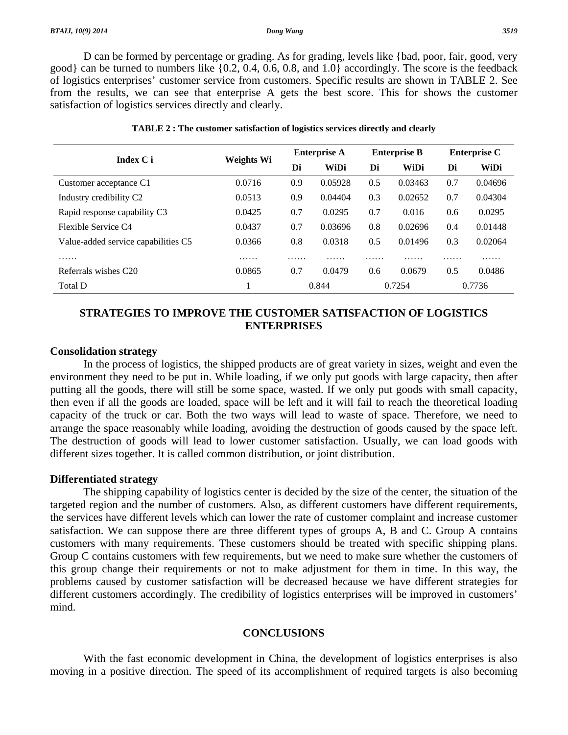D can be formed by percentage or grading. As for grading, levels like {bad, poor, fair, good, very good} can be turned to numbers like {0.2, 0.4, 0.6, 0.8, and 1.0} accordingly. The score is the feedback of logistics enterprises' customer service from customers. Specific results are shown in TABLE 2. See from the results, we can see that enterprise A gets the best score. This for shows the customer satisfaction of logistics services directly and clearly.

**TABLE 2 : The customer satisfaction of logistics services directly and clearly**

| Index C i | Weights Wi | Enterprise A | | Enterprise B | | Enterprise C | |
|---|---|---|---|---|---|---|---|
| | | Di | WiDi | Di | WiDi | Di | WiDi |
| Customer acceptance C1 | 0.0716 | 0.9 | 0.05928 | 0.5 | 0.03463 | 0.7 | 0.04696 |
| Industry credibility C2 | 0.0513 | 0.9 | 0.04404 | 0.3 | 0.02652 | 0.7 | 0.04304 |
| Rapid response capability C3 | 0.0425 | 0.7 | 0.0295 | 0.7 | 0.016 | 0.6 | 0.0295 |
| Flexible Service C4 | 0.0437 | 0.7 | 0.03696 | 0.8 | 0.02696 | 0.4 | 0.01448 |
| Value-added service capabilities C5 | 0.0366 | 0.8 | 0.0318 | 0.5 | 0.01496 | 0.3 | 0.02064 |
| …… | …… | …… | …… | …… | …… | …… | …… |
| Referrals wishes C20 | 0.0865 | 0.7 | 0.0479 | 0.6 | 0.0679 | 0.5 | 0.0486 |
| Total D | 1 | 0.844 | | 0.7254 | | 0.7736 | |

## STRATEGIES TO IMPROVE THE CUSTOMER SATISFACTION OF LOGISTICS ENTERPRISES

### Consolidation strategy

In the process of logistics, the shipped products are of great variety in sizes, weight and even the environment they need to be put in. While loading, if we only put goods with large capacity, then after putting all the goods, there will still be some space, wasted. If we only put goods with small capacity, then even if all the goods are loaded, space will be left and it will fail to reach the theoretical loading capacity of the truck or car. Both the two ways will lead to waste of space. Therefore, we need to arrange the space reasonably while loading, avoiding the destruction of goods caused by the space left. The destruction of goods will lead to lower customer satisfaction. Usually, we can load goods with different sizes together. It is called common distribution, or joint distribution.

### Differentiated strategy

The shipping capability of logistics center is decided by the size of the center, the situation of the targeted region and the number of customers. Also, as different customers have different requirements, the services have different levels which can lower the rate of customer complaint and increase customer satisfaction. We can suppose there are three different types of groups A, B and C. Group A contains customers with many requirements. These customers should be treated with specific shipping plans. Group C contains customers with few requirements, but we need to make sure whether the customers of this group change their requirements or not to make adjustment for them in time. In this way, the problems caused by customer satisfaction will be decreased because we have different strategies for different customers accordingly. The credibility of logistics enterprises will be improved in customers' mind.

## CONCLUSIONS

With the fast economic development in China, the development of logistics enterprises is also moving in a positive direction. The speed of its accomplishment of required targets is also becoming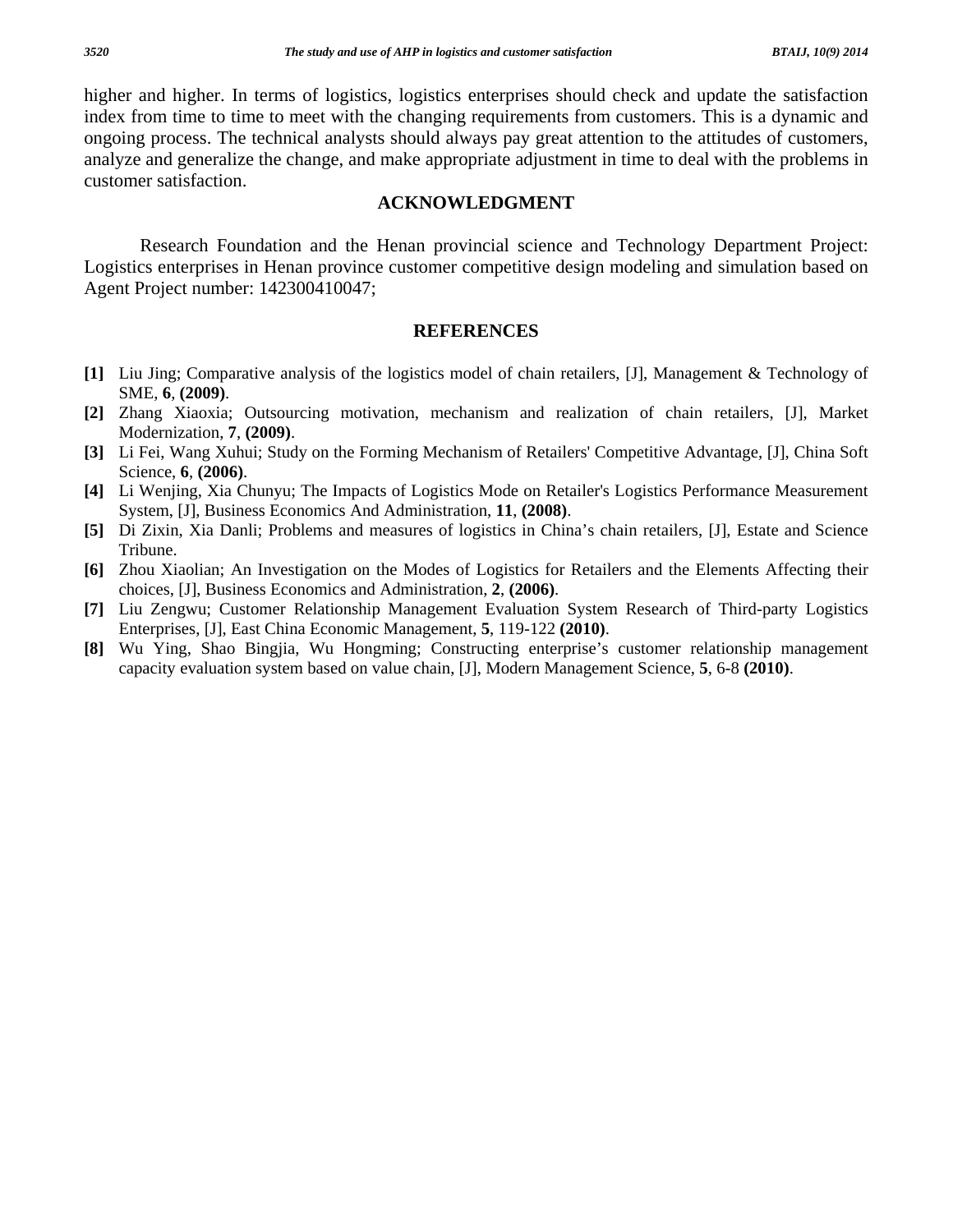higher and higher. In terms of logistics, logistics enterprises should check and update the satisfaction index from time to time to meet with the changing requirements from customers. This is a dynamic and ongoing process. The technical analysts should always pay great attention to the attitudes of customers, analyze and generalize the change, and make appropriate adjustment in time to deal with the problems in customer satisfaction.

## ACKNOWLEDGMENT

Research Foundation and the Henan provincial science and Technology Department Project: Logistics enterprises in Henan province customer competitive design modeling and simulation based on Agent Project number: 142300410047;

## REFERENCES

**[1]** Liu Jing; Comparative analysis of the logistics model of chain retailers, [J], Management & Technology of SME, **6**, **(2009)**.

**[2]** Zhang Xiaoxia; Outsourcing motivation, mechanism and realization of chain retailers, [J], Market Modernization, **7**, **(2009)**.

**[3]** Li Fei, Wang Xuhui; Study on the Forming Mechanism of Retailers' Competitive Advantage, [J], China Soft Science, **6**, **(2006)**.

**[4]** Li Wenjing, Xia Chunyu; The Impacts of Logistics Mode on Retailer's Logistics Performance Measurement System, [J], Business Economics And Administration, **11**, **(2008)**.

**[5]** Di Zixin, Xia Danli; Problems and measures of logistics in China's chain retailers, [J], Estate and Science Tribune.

**[6]** Zhou Xiaolian; An Investigation on the Modes of Logistics for Retailers and the Elements Affecting their choices, [J], Business Economics and Administration, **2**, **(2006)**.

**[7]** Liu Zengwu; Customer Relationship Management Evaluation System Research of Third-party Logistics Enterprises, [J], East China Economic Management, **5**, 119-122 **(2010)**.

**[8]** Wu Ying, Shao Bingjia, Wu Hongming; Constructing enterprise's customer relationship management capacity evaluation system based on value chain, [J], Modern Management Science, **5**, 6-8 **(2010)**.